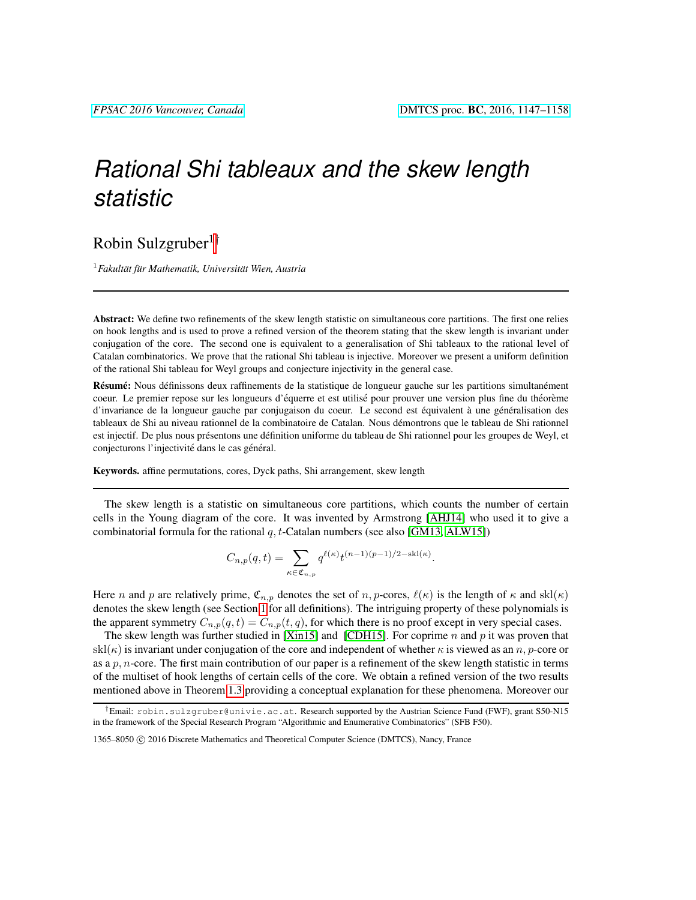# Rational Shi tableaux and the skew length statistic

Robin Sulzgruber[1]†

[1] *Fakultät für Mathematik, Universität Wien, Austria*

---

**Abstract:** We define two refinements of the skew length statistic on simultaneous core partitions. The first one relies on hook lengths and is used to prove a refined version of the theorem stating that the skew length is invariant under conjugation of the core. The second one is equivalent to a generalisation of Shi tableaux to the rational level of Catalan combinatorics. We prove that the rational Shi tableau is injective. Moreover we present a uniform definition of the rational Shi tableau for Weyl groups and conjecture injectivity in the general case.

**Résumé:** Nous définissons deux raffinements de la statistique de longueur gauche sur les partitions simultanément coeur. Le premier repose sur les longueurs d'équerre et est utilisé pour prouver une version plus fine du théorème d'invariance de la longueur gauche par conjugaison du coeur. Le second est équivalent à une généralisation des tableaux de Shi au niveau rationnel de la combinatoire de Catalan. Nous démontrons que le tableau de Shi rationnel est injectif. De plus nous présentons une définition uniforme du tableau de Shi rationnel pour les groupes de Weyl, et conjecturons l'injectivité dans le cas général.

**Keywords.** affine permutations, cores, Dyck paths, Shi arrangement, skew length

---

The skew length is a statistic on simultaneous core partitions, which counts the number of certain cells in the Young diagram of the core. It was invented by Armstrong [AHJ14] who used it to give a combinatorial formula for the rational $q,t$-Catalan numbers (see also [GM13, ALW15])

$$C_{n,p}(q,t) = \sum_{\kappa \in \mathfrak{C}_{n,p}} q^{\ell(\kappa)} t^{(n-1)(p-1)/2 - \mathrm{skl}(\kappa)}.$$

Here $n$ and $p$ are relatively prime, $\mathfrak{C}_{n,p}$ denotes the set of $n,p$-cores, $\ell(\kappa)$ is the length of $\kappa$ and $\mathrm{skl}(\kappa)$ denotes the skew length (see Section 1 for all definitions). The intriguing property of these polynomials is the apparent symmetry $C_{n,p}(q,t) = C_{n,p}(t,q)$, for which there is no proof except in very special cases.

The skew length was further studied in [Xin15] and [CDH15]. For coprime $n$ and $p$ it was proven that $\mathrm{skl}(\kappa)$ is invariant under conjugation of the core and independent of whether $\kappa$ is viewed as an $n,p$-core or as a $p,n$-core. The first main contribution of our paper is a refinement of the skew length statistic in terms of the multiset of hook lengths of certain cells of the core. We obtain a refined version of the two results mentioned above in Theorem 1.3 providing a conceptual explanation for these phenomena. Moreover our

---

†Email: robin.sulzgruber@univie.ac.at. Research supported by the Austrian Science Fund (FWF), grant S50-N15 in the framework of the Special Research Program "Algorithmic and Enumerative Combinatorics" (SFB F50).

1365–8050 © 2016 Discrete Mathematics and Theoretical Computer Science (DMTCS), Nancy, France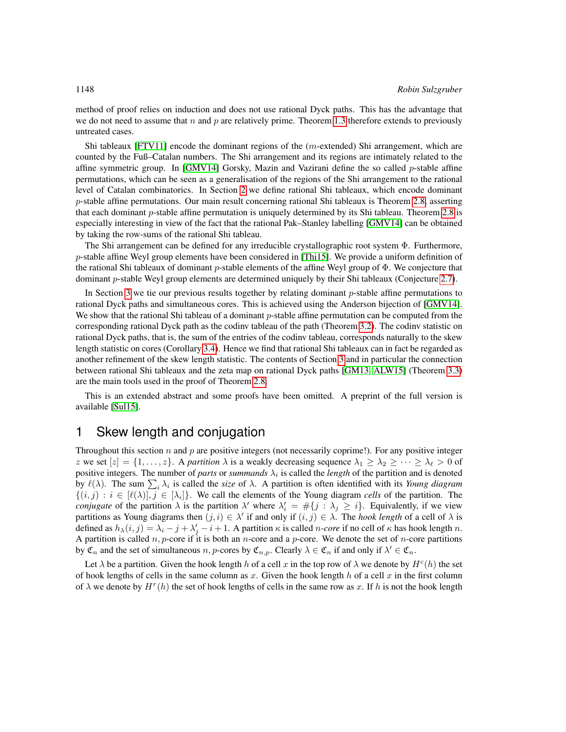method of proof relies on induction and does not use rational Dyck paths. This has the advantage that we do not need to assume that $n$ and $p$ are relatively prime. Theorem 1.3 therefore extends to previously untreated cases.

Shi tableaux [FTV11] encode the dominant regions of the ($m$-extended) Shi arrangement, which are counted by the Fuß–Catalan numbers. The Shi arrangement and its regions are intimately related to the affine symmetric group. In [GMV14] Gorsky, Mazin and Vazirani define the so called $p$-stable affine permutations, which can be seen as a generalisation of the regions of the Shi arrangement to the rational level of Catalan combinatorics. In Section 2 we define rational Shi tableaux, which encode dominant $p$-stable affine permutations. Our main result concerning rational Shi tableaux is Theorem 2.8, asserting that each dominant $p$-stable affine permutation is uniquely determined by its Shi tableau. Theorem 2.8 is especially interesting in view of the fact that the rational Pak–Stanley labelling [GMV14] can be obtained by taking the row-sums of the rational Shi tableau.

The Shi arrangement can be defined for any irreducible crystallographic root system $\Phi$. Furthermore, $p$-stable affine Weyl group elements have been considered in [Thi15]. We provide a uniform definition of the rational Shi tableaux of dominant $p$-stable elements of the affine Weyl group of $\Phi$. We conjecture that dominant $p$-stable Weyl group elements are determined uniquely by their Shi tableaux (Conjecture 2.7).

In Section 3 we tie our previous results together by relating dominant $p$-stable affine permutations to rational Dyck paths and simultaneous cores. This is achieved using the Anderson bijection of [GMV14]. We show that the rational Shi tableau of a dominant $p$-stable affine permutation can be computed from the corresponding rational Dyck path as the codinv tableau of the path (Theorem 3.2). The codinv statistic on rational Dyck paths, that is, the sum of the entries of the codinv tableau, corresponds naturally to the skew length statistic on cores (Corollary 3.4). Hence we find that rational Shi tableaux can in fact be regarded as another refinement of the skew length statistic. The contents of Section 3 and in particular the connection between rational Shi tableaux and the zeta map on rational Dyck paths [GM13, ALW15] (Theorem 3.3) are the main tools used in the proof of Theorem 2.8.

This is an extended abstract and some proofs have been omitted. A preprint of the full version is available [Sul15].

# 1 Skew length and conjugation

Throughout this section $n$ and $p$ are positive integers (not necessarily coprime!). For any positive integer $z$ we set $[z] = \{1, \dots, z\}$. A *partition* $\lambda$ is a weakly decreasing sequence $\lambda_1 \geq \lambda_2 \geq \cdots \geq \lambda_\ell > 0$ of positive integers. The number of *parts* or *summands* $\lambda_i$ is called the *length* of the partition and is denoted by $\ell(\lambda)$. The sum $\sum_i \lambda_i$ is called the *size* of $\lambda$. A partition is often identified with its *Young diagram* $\{(i, j) : i \in [\ell(\lambda)], j \in [\lambda_i]\}$. We call the elements of the Young diagram *cells* of the partition. The *conjugate* of the partition $\lambda$ is the partition $\lambda'$ where $\lambda'_i = \#\{j : \lambda_j \geq i\}$. Equivalently, if we view partitions as Young diagrams then $(j, i) \in \lambda'$ if and only if $(i, j) \in \lambda$. The *hook length* of a cell of $\lambda$ is defined as $h_\lambda(i, j) = \lambda_i - j + \lambda'_j - i + 1$. A partition $\kappa$ is called $n$-*core* if no cell of $\kappa$ has hook length $n$. A partition is called $n, p$-core if it is both an $n$-core and a $p$-core. We denote the set of $n$-core partitions by $\mathfrak{C}_n$ and the set of simultaneous $n, p$-cores by $\mathfrak{C}_{n,p}$. Clearly $\lambda \in \mathfrak{C}_n$ if and only if $\lambda' \in \mathfrak{C}_n$.

Let $\lambda$ be a partition. Given the hook length $h$ of a cell $x$ in the top row of $\lambda$ we denote by $H^c(h)$ the set of hook lengths of cells in the same column as $x$. Given the hook length $h$ of a cell $x$ in the first column of $\lambda$ we denote by $H^r(h)$ the set of hook lengths of cells in the same row as $x$. If $h$ is not the hook length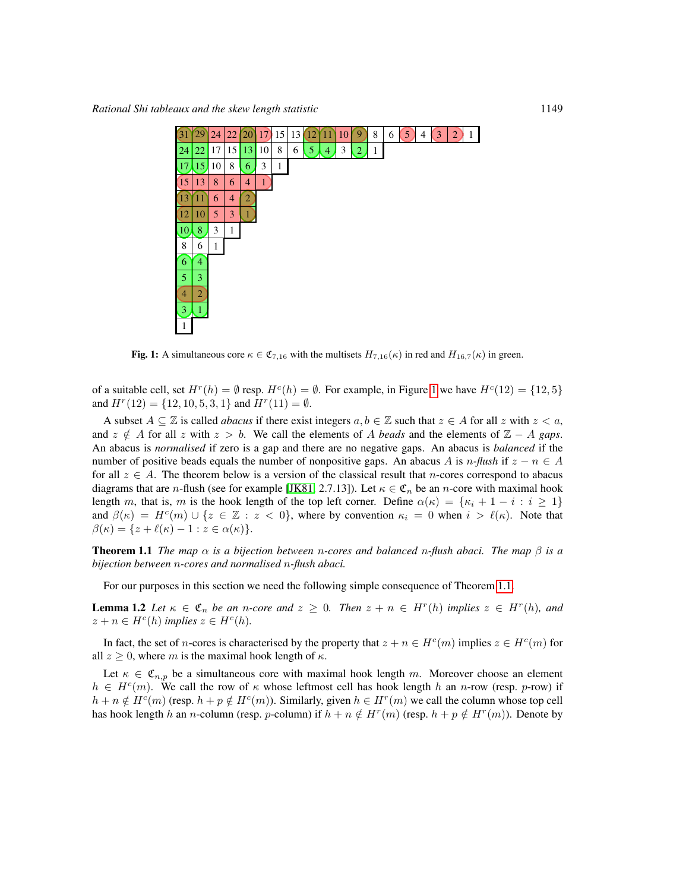| 31 | 29 | 24 | 22 | 20 | 17 | 15 | 13 | 12 | 11 | 10 | 9 | 8 | 6 | 5 | 4 | 3 | 2 | 1 |
|---|---|---|---|---|---|---|---|---|---|---|---|---|---|---|---|---|---|---|
| 24 | 22 | 17 | 15 | 13 | 10 | 8 | 6 | 5 | 4 | 3 | 2 | 1 | | | | | | |
| 17 | 15 | 10 | 8 | 6 | 3 | 1 | | | | | | | | | | | | |
| 15 | 13 | 8 | 6 | 4 | 1 | | | | | | | | | | | | | |
| 13 | 11 | 6 | 4 | 2 | | | | | | | | | | | | | | |
| 12 | 10 | 5 | 3 | 1 | | | | | | | | | | | | | | |
| 10 | 8 | 3 | 1 | | | | | | | | | | | | | | | |
| 8 | 6 | 1 | | | | | | | | | | | | | | | | |
| 6 | 4 | | | | | | | | | | | | | | | | | |
| 5 | 3 | | | | | | | | | | | | | | | | | |
| 4 | 2 | | | | | | | | | | | | | | | | | |
| 3 | 1 | | | | | | | | | | | | | | | | | |
| 1 | | | | | | | | | | | | | | | | | | |

**Fig. 1:** A simultaneous core $\kappa \in \mathfrak{C}_{7,16}$ with the multisets $H_{7,16}(\kappa)$ in red and $H_{16,7}(\kappa)$ in green.

of a suitable cell, set $H^r(h) = \emptyset$ resp. $H^c(h) = \emptyset$. For example, in Figure 1 we have $H^c(12) = \{12, 5\}$ and $H^r(12) = \{12, 10, 5, 3, 1\}$ and $H^r(11) = \emptyset$.

A subset $A \subseteq \mathbb{Z}$ is called *abacus* if there exist integers $a, b \in \mathbb{Z}$ such that $z \in A$ for all $z$ with $z < a$, and $z \notin A$ for all $z$ with $z > b$. We call the elements of $A$ *beads* and the elements of $\mathbb{Z} - A$ *gaps*. An abacus is *normalised* if zero is a gap and there are no negative gaps. An abacus is *balanced* if the number of positive beads equals the number of nonpositive gaps. An abacus $A$ is *$n$-flush* if $z - n \in A$ for all $z \in A$. The theorem below is a version of the classical result that $n$-cores correspond to abacus diagrams that are $n$-flush (see for example [JK81, 2.7.13]). Let $\kappa \in \mathfrak{C}_n$ be an $n$-core with maximal hook length $m$, that is, $m$ is the hook length of the top left corner. Define $\alpha(\kappa) = \{\kappa_i + 1 - i : i \geq 1\}$ and $\beta(\kappa) = H^c(m) \cup \{z \in \mathbb{Z} : z < 0\}$, where by convention $\kappa_i = 0$ when $i > \ell(\kappa)$. Note that $\beta(\kappa) = \{z + \ell(\kappa) - 1 : z \in \alpha(\kappa)\}$.

**Theorem 1.1** *The map $\alpha$ is a bijection between $n$-cores and balanced $n$-flush abaci. The map $\beta$ is a bijection between $n$-cores and normalised $n$-flush abaci.*

For our purposes in this section we need the following simple consequence of Theorem 1.1.

**Lemma 1.2** *Let $\kappa \in \mathfrak{C}_n$ be an $n$-core and $z \geq 0$. Then $z + n \in H^r(h)$ implies $z \in H^r(h)$, and $z + n \in H^c(h)$ implies $z \in H^c(h)$.*

In fact, the set of $n$-cores is characterised by the property that $z + n \in H^c(m)$ implies $z \in H^c(m)$ for all $z \geq 0$, where $m$ is the maximal hook length of $\kappa$.

Let $\kappa \in \mathfrak{C}_{n,p}$ be a simultaneous core with maximal hook length $m$. Moreover choose an element $h \in H^c(m)$. We call the row of $\kappa$ whose leftmost cell has hook length $h$ an *$n$-row* (resp. *$p$-row*) if $h + n \notin H^c(m)$ (resp. $h + p \notin H^c(m)$). Similarly, given $h \in H^r(m)$ we call the column whose top cell has hook length $h$ an *$n$-column* (resp. *$p$-column*) if $h + n \notin H^r(m)$ (resp. $h + p \notin H^r(m)$). Denote by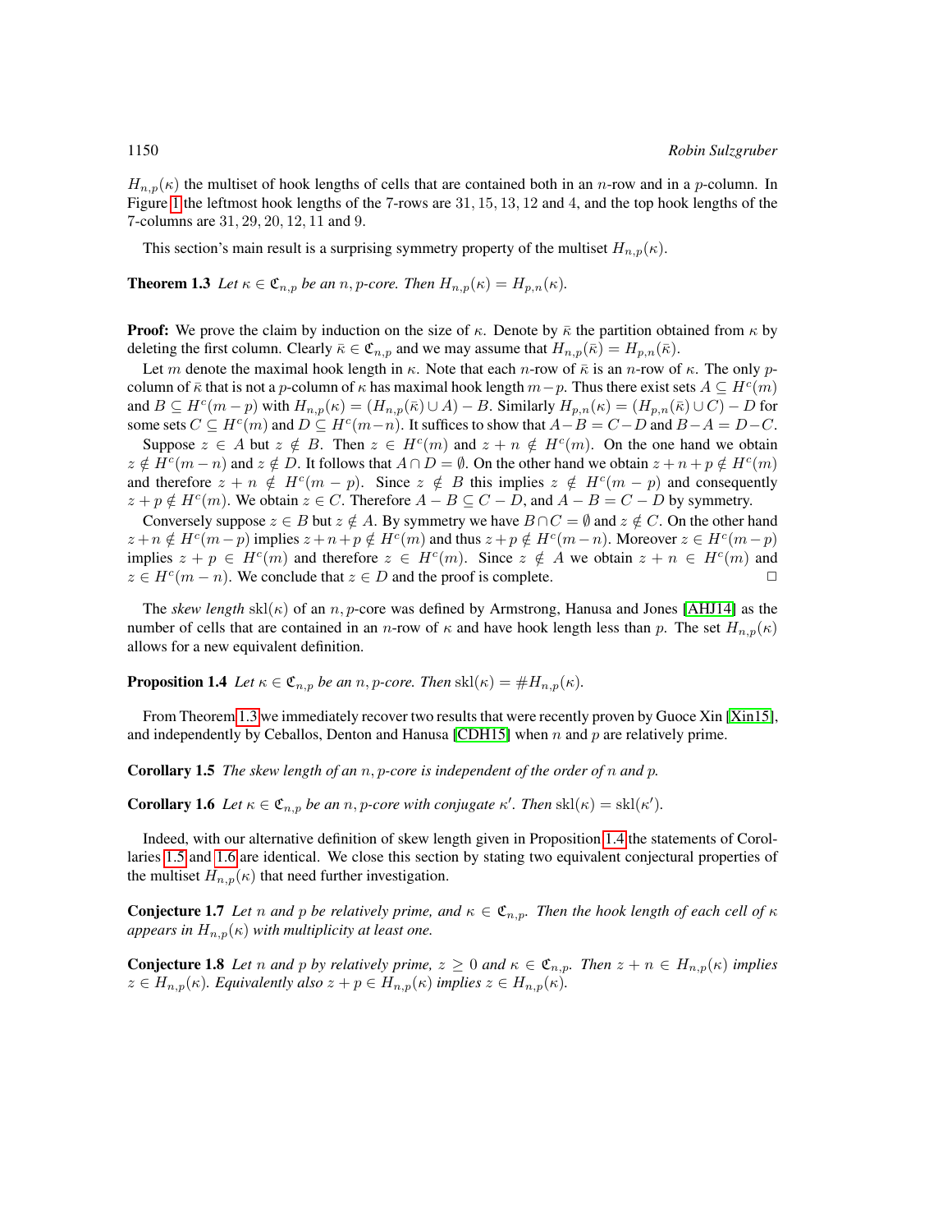$H_{n,p}(\kappa)$ the multiset of hook lengths of cells that are contained both in an $n$-row and in a $p$-column. In Figure 1 the leftmost hook lengths of the 7-rows are 31, 15, 13, 12 and 4, and the top hook lengths of the 7-columns are 31, 29, 20, 12, 11 and 9.

This section's main result is a surprising symmetry property of the multiset $H_{n,p}(\kappa)$.

**Theorem 1.3** *Let $\kappa \in \mathfrak{C}_{n,p}$ be an $n,p$-core. Then $H_{n,p}(\kappa) = H_{p,n}(\kappa)$.*

**Proof:** We prove the claim by induction on the size of $\kappa$. Denote by $\bar{\kappa}$ the partition obtained from $\kappa$ by deleting the first column. Clearly $\bar{\kappa} \in \mathfrak{C}_{n,p}$ and we may assume that $H_{n,p}(\bar{\kappa}) = H_{p,n}(\bar{\kappa})$.

Let $m$ denote the maximal hook length in $\kappa$. Note that each $n$-row of $\bar{\kappa}$ is an $n$-row of $\kappa$. The only $p$-column of $\bar{\kappa}$ that is not a $p$-column of $\kappa$ has maximal hook length $m-p$. Thus there exist sets $A \subseteq H^c(m)$ and $B \subseteq H^c(m-p)$ with $H_{n,p}(\kappa) = (H_{n,p}(\bar{\kappa}) \cup A) - B$. Similarly $H_{p,n}(\kappa) = (H_{p,n}(\bar{\kappa}) \cup C) - D$ for some sets $C \subseteq H^c(m)$ and $D \subseteq H^c(m-n)$. It suffices to show that $A - B = C - D$ and $B - A = D - C$.

Suppose $z \in A$ but $z \notin B$. Then $z \in H^c(m)$ and $z + n \notin H^c(m)$. On the one hand we obtain $z \notin H^c(m-n)$ and $z \notin D$. It follows that $A \cap D = \emptyset$. On the other hand we obtain $z + n + p \notin H^c(m)$ and therefore $z + n \notin H^c(m-p)$. Since $z \notin B$ this implies $z \notin H^c(m-p)$ and consequently $z + p \notin H^c(m)$. We obtain $z \in C$. Therefore $A - B \subseteq C - D$, and $A - B = C - D$ by symmetry.

Conversely suppose $z \in B$ but $z \notin A$. By symmetry we have $B \cap C = \emptyset$ and $z \notin C$. On the other hand $z + n \notin H^c(m-p)$ implies $z + n + p \notin H^c(m)$ and thus $z + p \notin H^c(m-n)$. Moreover $z \in H^c(m-p)$ implies $z + p \in H^c(m)$ and therefore $z \in H^c(m)$. Since $z \notin A$ we obtain $z + n \in H^c(m)$ and $z \in H^c(m-n)$. We conclude that $z \in D$ and the proof is complete. □

The *skew length* $\mathrm{skl}(\kappa)$ of an $n,p$-core was defined by Armstrong, Hanusa and Jones [AHJ14] as the number of cells that are contained in an $n$-row of $\kappa$ and have hook length less than $p$. The set $H_{n,p}(\kappa)$ allows for a new equivalent definition.

**Proposition 1.4** *Let $\kappa \in \mathfrak{C}_{n,p}$ be an $n,p$-core. Then $\mathrm{skl}(\kappa) = \#H_{n,p}(\kappa)$.*

From Theorem 1.3 we immediately recover two results that were recently proven by Guoce Xin [Xin15], and independently by Ceballos, Denton and Hanusa [CDH15] when $n$ and $p$ are relatively prime.

**Corollary 1.5** *The skew length of an $n,p$-core is independent of the order of $n$ and $p$.*

**Corollary 1.6** *Let $\kappa \in \mathfrak{C}_{n,p}$ be an $n,p$-core with conjugate $\kappa'$. Then $\mathrm{skl}(\kappa) = \mathrm{skl}(\kappa')$.*

Indeed, with our alternative definition of skew length given in Proposition 1.4 the statements of Corollaries 1.5 and 1.6 are identical. We close this section by stating two equivalent conjectural properties of the multiset $H_{n,p}(\kappa)$ that need further investigation.

**Conjecture 1.7** *Let $n$ and $p$ be relatively prime, and $\kappa \in \mathfrak{C}_{n,p}$. Then the hook length of each cell of $\kappa$ appears in $H_{n,p}(\kappa)$ with multiplicity at least one.*

**Conjecture 1.8** *Let $n$ and $p$ by relatively prime, $z \geq 0$ and $\kappa \in \mathfrak{C}_{n,p}$. Then $z + n \in H_{n,p}(\kappa)$ implies $z \in H_{n,p}(\kappa)$. Equivalently also $z + p \in H_{n,p}(\kappa)$ implies $z \in H_{n,p}(\kappa)$.*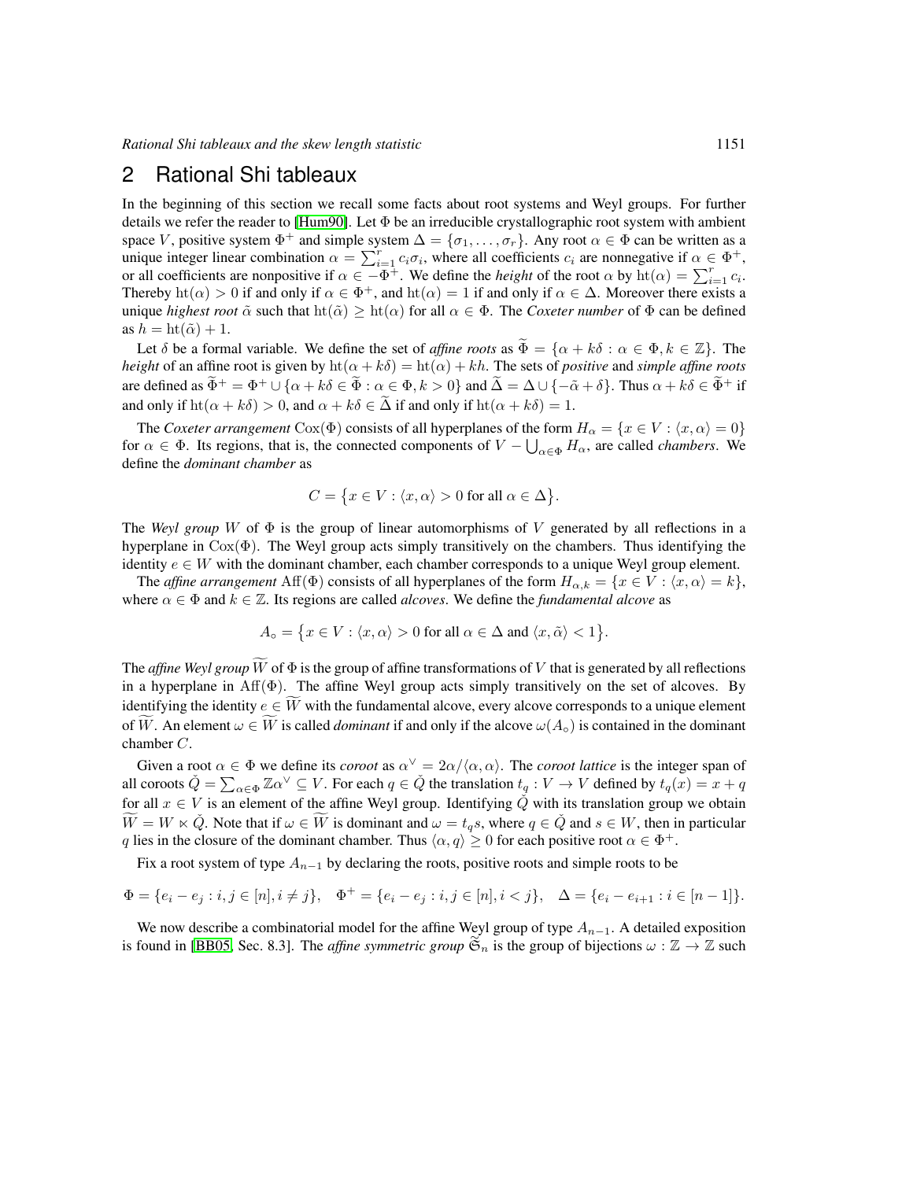## 2 Rational Shi tableaux

In the beginning of this section we recall some facts about root systems and Weyl groups. For further details we refer the reader to [Hum90]. Let $\Phi$ be an irreducible crystallographic root system with ambient space $V$, positive system $\Phi^+$ and simple system $\Delta = \{\sigma_1, \ldots, \sigma_r\}$. Any root $\alpha \in \Phi$ can be written as a unique integer linear combination $\alpha = \sum_{i=1}^{r} c_i \sigma_i$, where all coefficients $c_i$ are nonnegative if $\alpha \in \Phi^+$, or all coefficients are nonpositive if $\alpha \in -\Phi^+$. We define the *height* of the root $\alpha$ by $\mathrm{ht}(\alpha) = \sum_{i=1}^{r} c_i$. Thereby $\mathrm{ht}(\alpha) > 0$ if and only if $\alpha \in \Phi^+$, and $\mathrm{ht}(\alpha) = 1$ if and only if $\alpha \in \Delta$. Moreover there exists a unique *highest root* $\tilde{\alpha}$ such that $\mathrm{ht}(\tilde{\alpha}) \geq \mathrm{ht}(\alpha)$ for all $\alpha \in \Phi$. The *Coxeter number* of $\Phi$ can be defined as $h = \mathrm{ht}(\tilde{\alpha}) + 1$.

Let $\delta$ be a formal variable. We define the set of *affine roots* as $\widetilde{\Phi} = \{\alpha + k\delta : \alpha \in \Phi, k \in \mathbb{Z}\}$. The *height* of an affine root is given by $\mathrm{ht}(\alpha + k\delta) = \mathrm{ht}(\alpha) + kh$. The sets of *positive* and *simple affine roots* are defined as $\widetilde{\Phi}^+ = \Phi^+ \cup \{\alpha + k\delta \in \widetilde{\Phi} : \alpha \in \Phi, k > 0\}$ and $\widetilde{\Delta} = \Delta \cup \{-\tilde{\alpha} + \delta\}$. Thus $\alpha + k\delta \in \widetilde{\Phi}^+$ if and only if $\mathrm{ht}(\alpha + k\delta) > 0$, and $\alpha + k\delta \in \widetilde{\Delta}$ if and only if $\mathrm{ht}(\alpha + k\delta) = 1$.

The *Coxeter arrangement* $\mathrm{Cox}(\Phi)$ consists of all hyperplanes of the form $H_\alpha = \{x \in V : \langle x, \alpha \rangle = 0\}$ for $\alpha \in \Phi$. Its regions, that is, the connected components of $V - \bigcup_{\alpha \in \Phi} H_\alpha$, are called *chambers*. We define the *dominant chamber* as

$$C = \{x \in V : \langle x, \alpha \rangle > 0 \text{ for all } \alpha \in \Delta\}.$$

The *Weyl group* $W$ of $\Phi$ is the group of linear automorphisms of $V$ generated by all reflections in a hyperplane in $\mathrm{Cox}(\Phi)$. The Weyl group acts simply transitively on the chambers. Thus identifying the identity $e \in W$ with the dominant chamber, each chamber corresponds to a unique Weyl group element.

The *affine arrangement* $\mathrm{Aff}(\Phi)$ consists of all hyperplanes of the form $H_{\alpha,k} = \{x \in V : \langle x, \alpha \rangle = k\}$, where $\alpha \in \Phi$ and $k \in \mathbb{Z}$. Its regions are called *alcoves*. We define the *fundamental alcove* as

$$A_\circ = \{x \in V : \langle x, \alpha \rangle > 0 \text{ for all } \alpha \in \Delta \text{ and } \langle x, \tilde{\alpha} \rangle < 1\}.$$

The *affine Weyl group* $\widetilde{W}$ of $\Phi$ is the group of affine transformations of $V$ that is generated by all reflections in a hyperplane in $\mathrm{Aff}(\Phi)$. The affine Weyl group acts simply transitively on the set of alcoves. By identifying the identity $e \in \widetilde{W}$ with the fundamental alcove, every alcove corresponds to a unique element of $\widetilde{W}$. An element $\omega \in \widetilde{W}$ is called *dominant* if and only if the alcove $\omega(A_\circ)$ is contained in the dominant chamber $C$.

Given a root $\alpha \in \Phi$ we define its *coroot* as $\alpha^\vee = 2\alpha/\langle \alpha, \alpha \rangle$. The *coroot lattice* is the integer span of all coroots $\check{Q} = \sum_{\alpha \in \Phi} \mathbb{Z}\alpha^\vee \subseteq V$. For each $q \in \check{Q}$ the translation $t_q : V \to V$ defined by $t_q(x) = x + q$ for all $x \in V$ is an element of the affine Weyl group. Identifying $\check{Q}$ with its translation group we obtain $\widetilde{W} = W \ltimes \check{Q}$. Note that if $\omega \in \widetilde{W}$ is dominant and $\omega = t_q s$, where $q \in \check{Q}$ and $s \in W$, then in particular $q$ lies in the closure of the dominant chamber. Thus $\langle \alpha, q \rangle \geq 0$ for each positive root $\alpha \in \Phi^+$.

Fix a root system of type $A_{n-1}$ by declaring the roots, positive roots and simple roots to be

$$\Phi = \{e_i - e_j : i, j \in [n], i \neq j\}, \quad \Phi^+ = \{e_i - e_j : i, j \in [n], i < j\}, \quad \Delta = \{e_i - e_{i+1} : i \in [n-1]\}.$$

We now describe a combinatorial model for the affine Weyl group of type $A_{n-1}$. A detailed exposition is found in [BB05, Sec. 8.3]. The *affine symmetric group* $\widetilde{\mathfrak{S}}_n$ is the group of bijections $\omega : \mathbb{Z} \to \mathbb{Z}$ such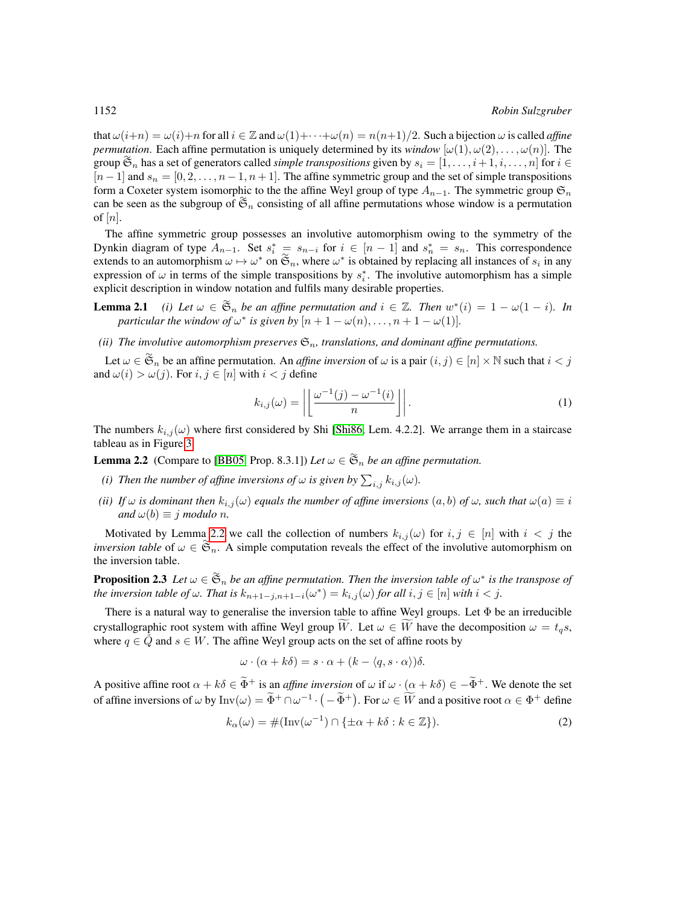that $\omega(i+n) = \omega(i)+n$ for all $i \in \mathbb{Z}$ and $\omega(1)+\cdots+\omega(n) = n(n+1)/2$. Such a bijection $\omega$ is called *affine permutation*. Each affine permutation is uniquely determined by its *window* $[\omega(1), \omega(2), \ldots, \omega(n)]$. The group $\widetilde{\mathfrak{S}}_n$ has a set of generators called *simple transpositions* given by $s_i = [1, \ldots, i+1, i, \ldots, n]$ for $i \in [n-1]$ and $s_n = [0, 2, \ldots, n-1, n+1]$. The affine symmetric group and the set of simple transpositions form a Coxeter system isomorphic to the the affine Weyl group of type $A_{n-1}$. The symmetric group $\mathfrak{S}_n$ can be seen as the subgroup of $\widetilde{\mathfrak{S}}_n$ consisting of all affine permutations whose window is a permutation of $[n]$.

The affine symmetric group possesses an involutive automorphism owing to the symmetry of the Dynkin diagram of type $A_{n-1}$. Set $s_i^* = s_{n-i}$ for $i \in [n-1]$ and $s_n^* = s_n$. This correspondence extends to an automorphism $\omega \mapsto \omega^*$ on $\widetilde{\mathfrak{S}}_n$, where $\omega^*$ is obtained by replacing all instances of $s_i$ in any expression of $\omega$ in terms of the simple transpositions by $s_i^*$. The involutive automorphism has a simple explicit description in window notation and fulfils many desirable properties.

**Lemma 2.1** *(i) Let $\omega \in \widetilde{\mathfrak{S}}_n$ be an affine permutation and $i \in \mathbb{Z}$. Then $w^*(i) = 1 - \omega(1-i)$. In particular the window of $\omega^*$ is given by $[n+1-\omega(n), \ldots, n+1-\omega(1)]$.*

*(ii) The involutive automorphism preserves $\mathfrak{S}_n$, translations, and dominant affine permutations.*

Let $\omega \in \widetilde{\mathfrak{S}}_n$ be an affine permutation. An *affine inversion* of $\omega$ is a pair $(i,j) \in [n] \times \mathbb{N}$ such that $i < j$ and $\omega(i) > \omega(j)$. For $i, j \in [n]$ with $i < j$ define

$$k_{i,j}(\omega) = \left| \left\lfloor \frac{\omega^{-1}(j) - \omega^{-1}(i)}{n} \right\rfloor \right|. \tag{1}$$

The numbers $k_{i,j}(\omega)$ where first considered by Shi [Shi86, Lem. 4.2.2]. We arrange them in a staircase tableau as in Figure 3.

**Lemma 2.2** (Compare to [BB05, Prop. 8.3.1]) *Let $\omega \in \widetilde{\mathfrak{S}}_n$ be an affine permutation.*

*(i) Then the number of affine inversions of $\omega$ is given by $\sum_{i,j} k_{i,j}(\omega)$.*

*(ii) If $\omega$ is dominant then $k_{i,j}(\omega)$ equals the number of affine inversions $(a,b)$ of $\omega$, such that $\omega(a) \equiv i$ and $\omega(b) \equiv j$ modulo $n$.*

Motivated by Lemma 2.2 we call the collection of numbers $k_{i,j}(\omega)$ for $i, j \in [n]$ with $i < j$ the *inversion table* of $\omega \in \widetilde{\mathfrak{S}}_n$. A simple computation reveals the effect of the involutive automorphism on the inversion table.

**Proposition 2.3** *Let $\omega \in \widetilde{\mathfrak{S}}_n$ be an affine permutation. Then the inversion table of $\omega^*$ is the transpose of the inversion table of $\omega$. That is $k_{n+1-j,n+1-i}(\omega^*) = k_{i,j}(\omega)$ for all $i, j \in [n]$ with $i < j$.*

There is a natural way to generalise the inversion table to affine Weyl groups. Let $\Phi$ be an irreducible crystallographic root system with affine Weyl group $\widetilde{W}$. Let $\omega \in \widetilde{W}$ have the decomposition $\omega = t_q s$, where $q \in \check{Q}$ and $s \in W$. The affine Weyl group acts on the set of affine roots by

$$\omega \cdot (\alpha + k\delta) = s \cdot \alpha + (k - \langle q, s \cdot \alpha \rangle)\delta.$$

A positive affine root $\alpha + k\delta \in \widetilde{\Phi}^+$ is an *affine inversion* of $\omega$ if $\omega \cdot (\alpha + k\delta) \in -\widetilde{\Phi}^+$. We denote the set of affine inversions of $\omega$ by $\mathrm{Inv}(\omega) = \widetilde{\Phi}^+ \cap \omega^{-1} \cdot \left(-\widetilde{\Phi}^+\right)$. For $\omega \in \widetilde{W}$ and a positive root $\alpha \in \Phi^+$ define

$$k_\alpha(\omega) = \#(\mathrm{Inv}(\omega^{-1}) \cap \{\pm\alpha + k\delta : k \in \mathbb{Z}\}). \tag{2}$$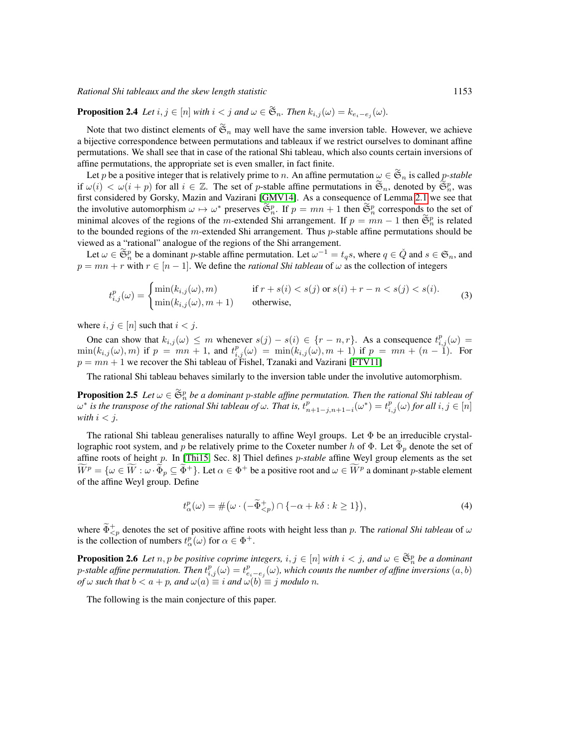**Proposition 2.4** *Let $i, j \in [n]$ with $i < j$ and $\omega \in \widetilde{\mathfrak{S}}_n$. Then $k_{i,j}(\omega) = k_{e_i - e_j}(\omega)$.*

Note that two distinct elements of $\widetilde{\mathfrak{S}}_n$ may well have the same inversion table. However, we achieve a bijective correspondence between permutations and tableaux if we restrict ourselves to dominant affine permutations. We shall see that in case of the rational Shi tableau, which also counts certain inversions of affine permutations, the appropriate set is even smaller, in fact finite.

Let $p$ be a positive integer that is relatively prime to $n$. An affine permutation $\omega \in \widetilde{\mathfrak{S}}_n$ is called *$p$-stable* if $\omega(i) < \omega(i+p)$ for all $i \in \mathbb{Z}$. The set of $p$-stable affine permutations in $\widetilde{\mathfrak{S}}_n$, denoted by $\widetilde{\mathfrak{S}}_n^p$, was first considered by Gorsky, Mazin and Vazirani [GMV14]. As a consequence of Lemma 2.1 we see that the involutive automorphism $\omega \mapsto \omega^*$ preserves $\widetilde{\mathfrak{S}}_n^p$. If $p = mn+1$ then $\widetilde{\mathfrak{S}}_n^p$ corresponds to the set of minimal alcoves of the regions of the $m$-extended Shi arrangement. If $p = mn-1$ then $\widetilde{\mathfrak{S}}_n^p$ is related to the bounded regions of the $m$-extended Shi arrangement. Thus $p$-stable affine permutations should be viewed as a "rational" analogue of the regions of the Shi arrangement.

Let $\omega \in \widetilde{\mathfrak{S}}_n^p$ be a dominant $p$-stable affine permutation. Let $\omega^{-1} = t_q s$, where $q \in \check{Q}$ and $s \in \mathfrak{S}_n$, and $p = mn + r$ with $r \in [n-1]$. We define the *rational Shi tableau* of $\omega$ as the collection of integers

$$t^p_{i,j}(\omega) = \begin{cases} \min(k_{i,j}(\omega), m) & \text{if } r + s(i) < s(j) \text{ or } s(i) + r - n < s(j) < s(i). \\ \min(k_{i,j}(\omega), m+1) & \text{otherwise,} \end{cases} \tag{3}$$

where $i, j \in [n]$ such that $i < j$.

One can show that $k_{i,j}(\omega) \leq m$ whenever $s(j) - s(i) \in \{r - n, r\}$. As a consequence $t^p_{i,j}(\omega) = \min(k_{i,j}(\omega), m)$ if $p = mn+1$, and $t^p_{i,j}(\omega) = \min(k_{i,j}(\omega), m+1)$ if $p = mn + (n-1)$. For $p = mn+1$ we recover the Shi tableau of Fishel, Tzanaki and Vazirani [FTV11]

The rational Shi tableau behaves similarly to the inversion table under the involutive automorphism.

**Proposition 2.5** *Let $\omega \in \widetilde{\mathfrak{S}}_n^p$ be a dominant $p$-stable affine permutation. Then the rational Shi tableau of $\omega^*$ is the transpose of the rational Shi tableau of $\omega$. That is, $t^p_{n+1-j,n+1-i}(\omega^*) = t^p_{i,j}(\omega)$ for all $i, j \in [n]$ with $i < j$.*

The rational Shi tableau generalises naturally to affine Weyl groups. Let $\Phi$ be an irreducible crystallographic root system, and $p$ be relatively prime to the Coxeter number $h$ of $\Phi$. Let $\widetilde{\Phi}_p$ denote the set of affine roots of height $p$. In [Thi15, Sec. 8] Thiel defines *$p$-stable* affine Weyl group elements as the set $\widetilde{W}^p = \{\omega \in \widetilde{W} : \omega \cdot \widetilde{\Phi}_p \subseteq \widetilde{\Phi}^+\}$. Let $\alpha \in \Phi^+$ be a positive root and $\omega \in \widetilde{W}^p$ a dominant $p$-stable element of the affine Weyl group. Define

$$t^p_\alpha(\omega) = \#\big(\omega \cdot (-\widetilde{\Phi}^+_{<p}) \cap \{-\alpha + k\delta : k \geq 1\}\big), \tag{4}$$

where $\widetilde{\Phi}^+_{<p}$ denotes the set of positive affine roots with height less than $p$. The *rational Shi tableau* of $\omega$ is the collection of numbers $t^p_\alpha(\omega)$ for $\alpha \in \Phi^+$.

**Proposition 2.6** *Let $n, p$ be positive coprime integers, $i, j \in [n]$ with $i < j$, and $\omega \in \widetilde{\mathfrak{S}}_n^p$ be a dominant $p$-stable affine permutation. Then $t^p_{i,j}(\omega) = t^p_{e_i - e_j}(\omega)$, which counts the number of affine inversions $(a, b)$ of $\omega$ such that $b < a + p$, and $\omega(a) \equiv i$ and $\omega(b) \equiv j$ modulo $n$.*

The following is the main conjecture of this paper.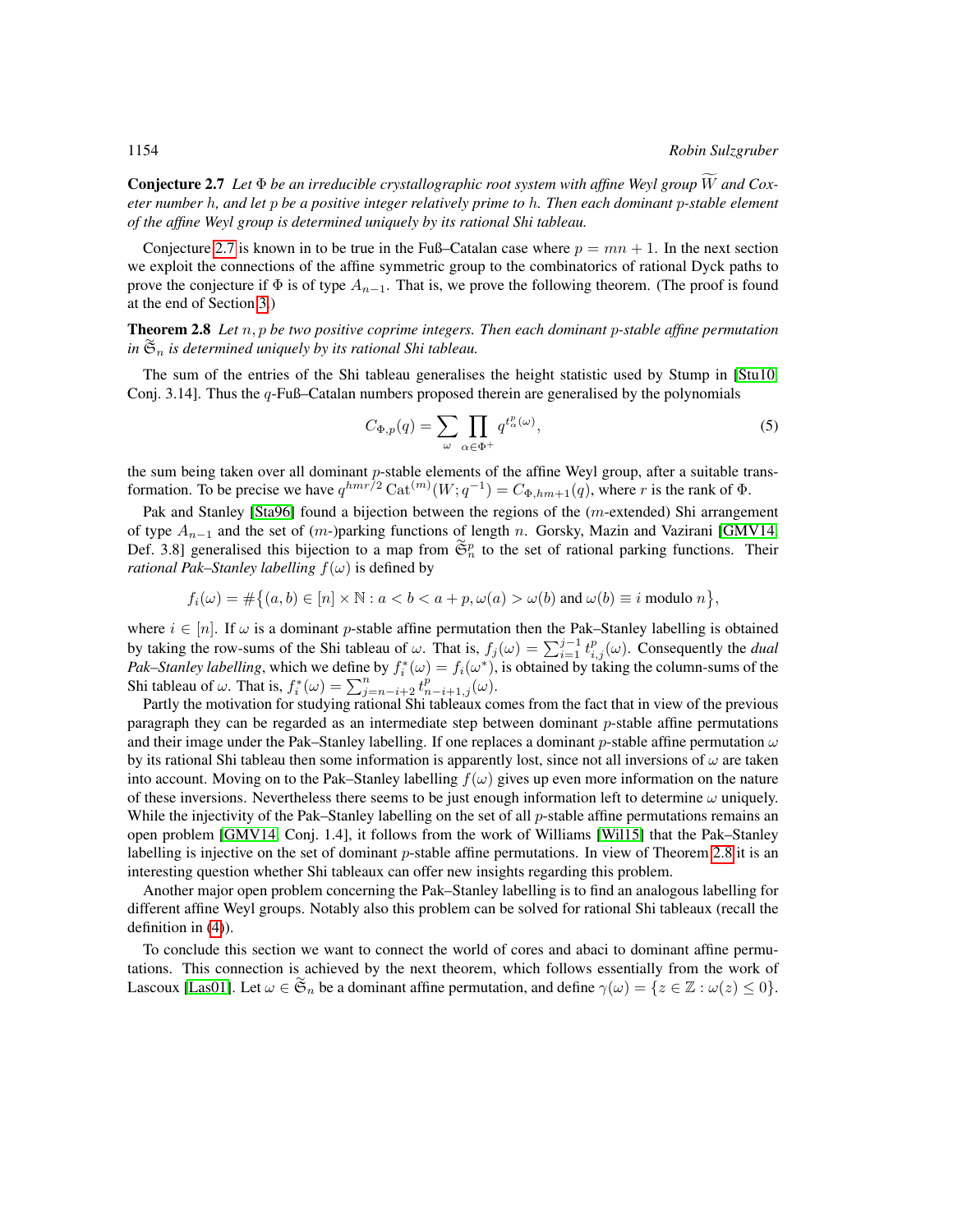**Conjecture 2.7** *Let $\Phi$ be an irreducible crystallographic root system with affine Weyl group $\widetilde{W}$ and Coxeter number $h$, and let $p$ be a positive integer relatively prime to $h$. Then each dominant $p$-stable element of the affine Weyl group is determined uniquely by its rational Shi tableau.*

Conjecture 2.7 is known in to be true in the Fuß–Catalan case where $p = mn + 1$. In the next section we exploit the connections of the affine symmetric group to the combinatorics of rational Dyck paths to prove the conjecture if $\Phi$ is of type $A_{n-1}$. That is, we prove the following theorem. (The proof is found at the end of Section 3.)

**Theorem 2.8** *Let $n, p$ be two positive coprime integers. Then each dominant $p$-stable affine permutation in $\widetilde{\mathfrak{S}}_n$ is determined uniquely by its rational Shi tableau.*

The sum of the entries of the Shi tableau generalises the height statistic used by Stump in [Stu10, Conj. 3.14]. Thus the $q$-Fuß–Catalan numbers proposed therein are generalised by the polynomials

$$C_{\Phi,p}(q) = \sum_{\omega} \prod_{\alpha \in \Phi^+} q^{t^p_\alpha(\omega)}, \tag{5}$$

the sum being taken over all dominant $p$-stable elements of the affine Weyl group, after a suitable transformation. To be precise we have $q^{hmr/2}\operatorname{Cat}^{(m)}(W; q^{-1}) = C_{\Phi,hm+1}(q)$, where $r$ is the rank of $\Phi$.

Pak and Stanley [Sta96] found a bijection between the regions of the ($m$-extended) Shi arrangement of type $A_{n-1}$ and the set of ($m$-)parking functions of length $n$. Gorsky, Mazin and Vazirani [GMV14, Def. 3.8] generalised this bijection to a map from $\widetilde{\mathfrak{S}}^p_n$ to the set of rational parking functions. Their *rational Pak–Stanley labelling* $f(\omega)$ is defined by

$$f_i(\omega) = \#\big\{(a, b) \in [n] \times \mathbb{N} : a < b < a + p, \omega(a) > \omega(b) \text{ and } \omega(b) \equiv i \text{ modulo } n\big\},$$

where $i \in [n]$. If $\omega$ is a dominant $p$-stable affine permutation then the Pak–Stanley labelling is obtained by taking the row-sums of the Shi tableau of $\omega$. That is, $f_j(\omega) = \sum_{i=1}^{j-1} t^p_{i,j}(\omega)$. Consequently the *dual Pak–Stanley labelling*, which we define by $f^*_i(\omega) = f_i(\omega^*)$, is obtained by taking the column-sums of the Shi tableau of $\omega$. That is, $f^*_i(\omega) = \sum_{j=n-i+2}^{n} t^p_{n-i+1,j}(\omega)$.

Partly the motivation for studying rational Shi tableaux comes from the fact that in view of the previous paragraph they can be regarded as an intermediate step between dominant $p$-stable affine permutations and their image under the Pak–Stanley labelling. If one replaces a dominant $p$-stable affine permutation $\omega$ by its rational Shi tableau then some information is apparently lost, since not all inversions of $\omega$ are taken into account. Moving on to the Pak–Stanley labelling $f(\omega)$ gives up even more information on the nature of these inversions. Nevertheless there seems to be just enough information left to determine $\omega$ uniquely. While the injectivity of the Pak–Stanley labelling on the set of all $p$-stable affine permutations remains an open problem [GMV14, Conj. 1.4], it follows from the work of Williams [Wil15] that the Pak–Stanley labelling is injective on the set of dominant $p$-stable affine permutations. In view of Theorem 2.8 it is an interesting question whether Shi tableaux can offer new insights regarding this problem.

Another major open problem concerning the Pak–Stanley labelling is to find an analogous labelling for different affine Weyl groups. Notably also this problem can be solved for rational Shi tableaux (recall the definition in (4)).

To conclude this section we want to connect the world of cores and abaci to dominant affine permutations. This connection is achieved by the next theorem, which follows essentially from the work of Lascoux [Las01]. Let $\omega \in \widetilde{\mathfrak{S}}_n$ be a dominant affine permutation, and define $\gamma(\omega) = \{z \in \mathbb{Z} : \omega(z) \leq 0\}$.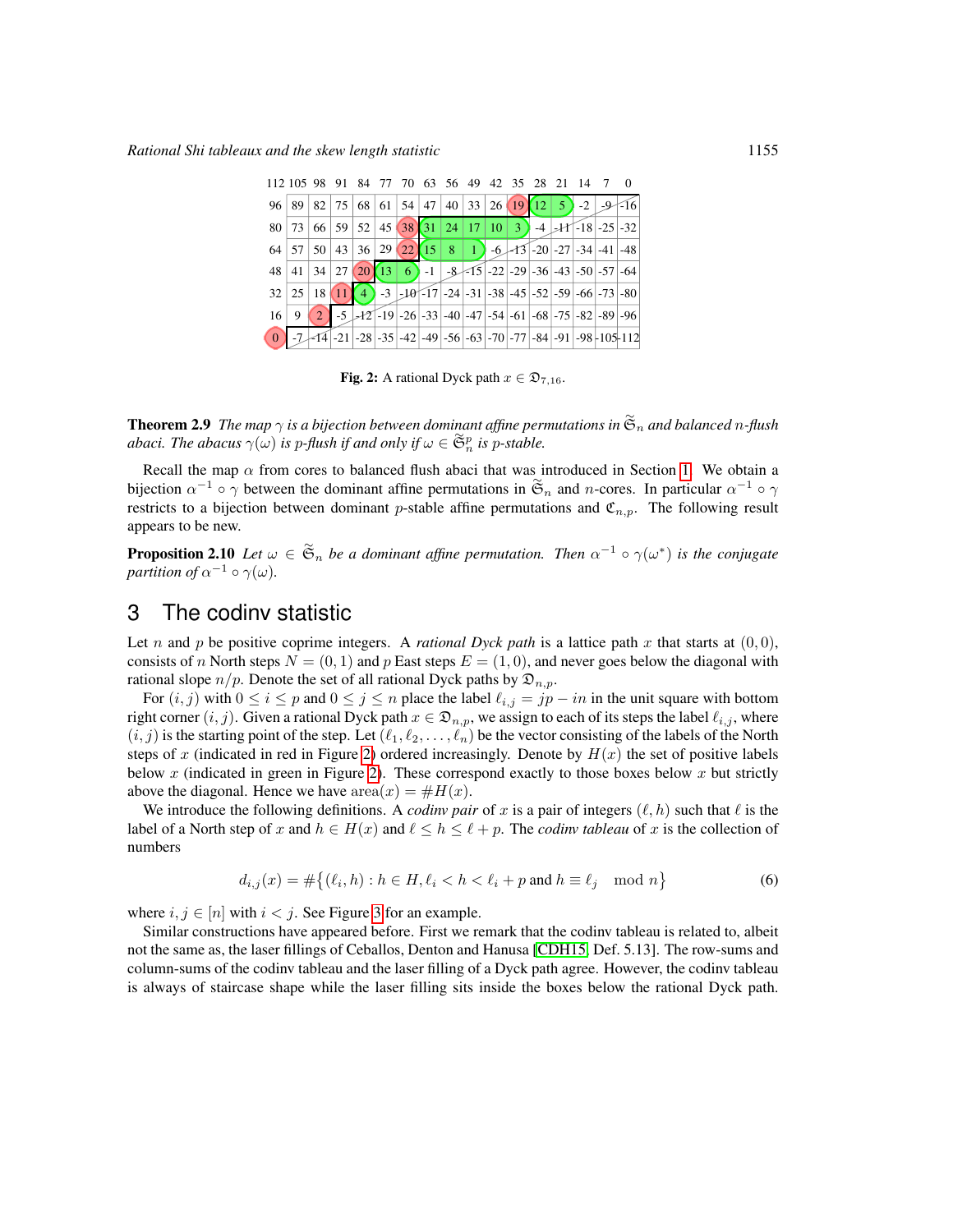| 112 | 105 | 98 | 91 | 84 | 77 | 70 | 63 | 56 | 49 | 42 | 35 | 28 | 21 | 14 | 7 | 0 |
|---|---|---|---|---|---|---|---|---|---|---|---|---|---|---|---|---|
| 96 | 89 | 82 | 75 | 68 | 61 | 54 | 47 | 40 | 33 | 26 | 19 | 12 | 5 | -2 | -9 | -16 |
| 80 | 73 | 66 | 59 | 52 | 45 | 38 | 31 | 24 | 17 | 10 | 3 | -4 | -11 | -18 | -25 | -32 |
| 64 | 57 | 50 | 43 | 36 | 29 | 22 | 15 | 8 | 1 | -6 | -13 | -20 | -27 | -34 | -41 | -48 |
| 48 | 41 | 34 | 27 | 20 | 13 | 6 | -1 | -8 | -15 | -22 | -29 | -36 | -43 | -50 | -57 | -64 |
| 32 | 25 | 18 | 11 | 4 | -3 | -10 | -17 | -24 | -31 | -38 | -45 | -52 | -59 | -66 | -73 | -80 |
| 16 | 9 | 2 | -5 | -12 | -19 | -26 | -33 | -40 | -47 | -54 | -61 | -68 | -75 | -82 | -89 | -96 |
| 0 | -7 | -14 | -21 | -28 | -35 | -42 | -49 | -56 | -63 | -70 | -77 | -84 | -91 | -98 | -105 | -112 |

**Fig. 2:** A rational Dyck path $x \in \mathfrak{D}_{7,16}$.

**Theorem 2.9** *The map $\gamma$ is a bijection between dominant affine permutations in $\widetilde{\mathfrak{S}}_n$ and balanced $n$-flush abaci. The abacus $\gamma(\omega)$ is $p$-flush if and only if $\omega \in \widetilde{\mathfrak{S}}_n^p$ is $p$-stable.*

Recall the map $\alpha$ from cores to balanced flush abaci that was introduced in Section 1. We obtain a bijection $\alpha^{-1} \circ \gamma$ between the dominant affine permutations in $\widetilde{\mathfrak{S}}_n$ and $n$-cores. In particular $\alpha^{-1} \circ \gamma$ restricts to a bijection between dominant $p$-stable affine permutations and $\mathfrak{C}_{n,p}$. The following result appears to be new.

**Proposition 2.10** *Let $\omega \in \widetilde{\mathfrak{S}}_n$ be a dominant affine permutation. Then $\alpha^{-1} \circ \gamma(\omega^*)$ is the conjugate partition of $\alpha^{-1} \circ \gamma(\omega)$.*

## 3 The codinv statistic

Let $n$ and $p$ be positive coprime integers. A *rational Dyck path* is a lattice path $x$ that starts at $(0,0)$, consists of $n$ North steps $N = (0,1)$ and $p$ East steps $E = (1,0)$, and never goes below the diagonal with rational slope $n/p$. Denote the set of all rational Dyck paths by $\mathfrak{D}_{n,p}$.

For $(i,j)$ with $0 \leq i \leq p$ and $0 \leq j \leq n$ place the label $\ell_{i,j} = jp - in$ in the unit square with bottom right corner $(i,j)$. Given a rational Dyck path $x \in \mathfrak{D}_{n,p}$, we assign to each of its steps the label $\ell_{i,j}$, where $(i,j)$ is the starting point of the step. Let $(\ell_1, \ell_2, \ldots, \ell_n)$ be the vector consisting of the labels of the North steps of $x$ (indicated in red in Figure 2) ordered increasingly. Denote by $H(x)$ the set of positive labels below $x$ (indicated in green in Figure 2). These correspond exactly to those boxes below $x$ but strictly above the diagonal. Hence we have $\mathrm{area}(x) = \#H(x)$.

We introduce the following definitions. A *codinv pair* of $x$ is a pair of integers $(\ell, h)$ such that $\ell$ is the label of a North step of $x$ and $h \in H(x)$ and $\ell \leq h \leq \ell + p$. The *codinv tableau* of $x$ is the collection of numbers

$$d_{i,j}(x) = \#\{(\ell_i, h) : h \in H, \ell_i < h < \ell_i + p \text{ and } h \equiv \ell_j \mod n\} \tag{6}$$

where $i, j \in [n]$ with $i < j$. See Figure 3 for an example.

Similar constructions have appeared before. First we remark that the codinv tableau is related to, albeit not the same as, the laser fillings of Ceballos, Denton and Hanusa [CDH15, Def. 5.13]. The row-sums and column-sums of the codinv tableau and the laser filling of a Dyck path agree. However, the codinv tableau is always of staircase shape while the laser filling sits inside the boxes below the rational Dyck path.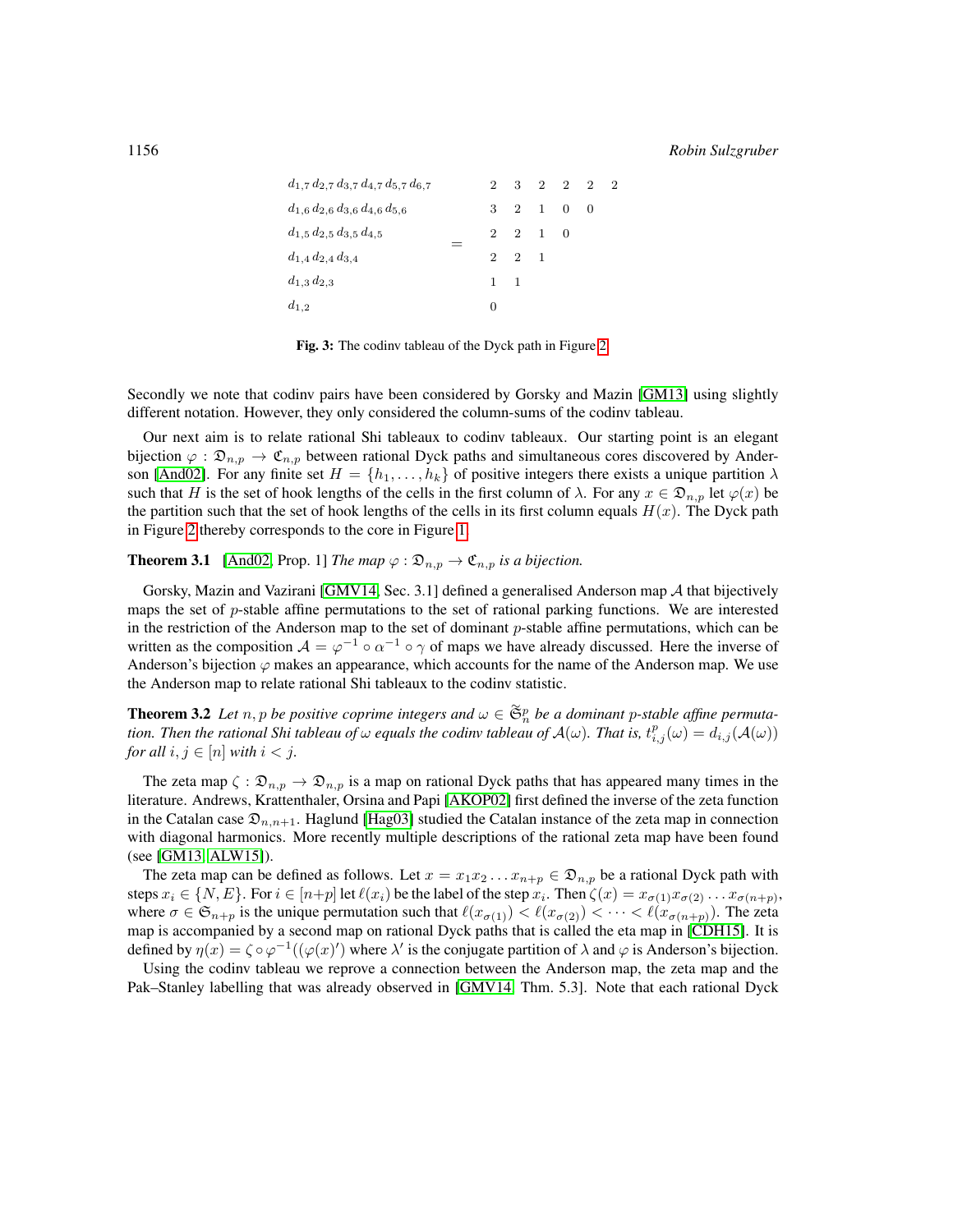$$
\begin{array}{llllll}
d_{1,7} & d_{2,7} & d_{3,7} & d_{4,7} & d_{5,7} & d_{6,7} \\
d_{1,6} & d_{2,6} & d_{3,6} & d_{4,6} & d_{5,6} & \\
d_{1,5} & d_{2,5} & d_{3,5} & d_{4,5} & & \\
d_{1,4} & d_{2,4} & d_{3,4} & & & \\
d_{1,3} & d_{2,3} & & & & \\
d_{1,2} & & & & &
\end{array}
\quad = \quad
\begin{array}{llllll}
2 & 3 & 2 & 2 & 2 & 2 \\
3 & 2 & 1 & 0 & 0 & \\
2 & 2 & 1 & 0 & & \\
2 & 2 & 1 & & & \\
1 & 1 & & & & \\
0 & & & & &
\end{array}
$$

**Fig. 3:** The codinv tableau of the Dyck path in Figure 2.

Secondly we note that codinv pairs have been considered by Gorsky and Mazin [GM13] using slightly different notation. However, they only considered the column-sums of the codinv tableau.

Our next aim is to relate rational Shi tableaux to codinv tableaux. Our starting point is an elegant bijection $\varphi : \mathfrak{D}_{n,p} \to \mathfrak{C}_{n,p}$ between rational Dyck paths and simultaneous cores discovered by Anderson [And02]. For any finite set $H = \{h_1, \ldots, h_k\}$ of positive integers there exists a unique partition $\lambda$ such that $H$ is the set of hook lengths of the cells in the first column of $\lambda$. For any $x \in \mathfrak{D}_{n,p}$ let $\varphi(x)$ be the partition such that the set of hook lengths of the cells in its first column equals $H(x)$. The Dyck path in Figure 2 thereby corresponds to the core in Figure 1.

**Theorem 3.1** [And02, Prop. 1] *The map $\varphi : \mathfrak{D}_{n,p} \to \mathfrak{C}_{n,p}$ is a bijection.*

Gorsky, Mazin and Vazirani [GMV14, Sec. 3.1] defined a generalised Anderson map $\mathcal{A}$ that bijectively maps the set of $p$-stable affine permutations to the set of rational parking functions. We are interested in the restriction of the Anderson map to the set of dominant $p$-stable affine permutations, which can be written as the composition $\mathcal{A} = \varphi^{-1} \circ \alpha^{-1} \circ \gamma$ of maps we have already discussed. Here the inverse of Anderson's bijection $\varphi$ makes an appearance, which accounts for the name of the Anderson map. We use the Anderson map to relate rational Shi tableaux to the codinv statistic.

**Theorem 3.2** *Let $n, p$ be positive coprime integers and $\omega \in \widetilde{\mathfrak{S}}_n^p$ be a dominant $p$-stable affine permutation. Then the rational Shi tableau of $\omega$ equals the codinv tableau of $\mathcal{A}(\omega)$. That is, $t^p_{i,j}(\omega) = d_{i,j}(\mathcal{A}(\omega))$ for all $i, j \in [n]$ with $i < j$.*

The zeta map $\zeta : \mathfrak{D}_{n,p} \to \mathfrak{D}_{n,p}$ is a map on rational Dyck paths that has appeared many times in the literature. Andrews, Krattenthaler, Orsina and Papi [AKOP02] first defined the inverse of the zeta function in the Catalan case $\mathfrak{D}_{n,n+1}$. Haglund [Hag03] studied the Catalan instance of the zeta map in connection with diagonal harmonics. More recently multiple descriptions of the rational zeta map have been found (see [GM13, ALW15]).

The zeta map can be defined as follows. Let $x = x_1 x_2 \ldots x_{n+p} \in \mathfrak{D}_{n,p}$ be a rational Dyck path with steps $x_i \in \{N, E\}$. For $i \in [n+p]$ let $\ell(x_i)$ be the label of the step $x_i$. Then $\zeta(x) = x_{\sigma(1)} x_{\sigma(2)} \ldots x_{\sigma(n+p)}$, where $\sigma \in \mathfrak{S}_{n+p}$ is the unique permutation such that $\ell(x_{\sigma(1)}) < \ell(x_{\sigma(2)}) < \cdots < \ell(x_{\sigma(n+p)})$. The zeta map is accompanied by a second map on rational Dyck paths that is called the eta map in [CDH15]. It is defined by $\eta(x) = \zeta \circ \varphi^{-1}((\varphi(x)')$ where $\lambda'$ is the conjugate partition of $\lambda$ and $\varphi$ is Anderson's bijection.

Using the codinv tableau we reprove a connection between the Anderson map, the zeta map and the Pak–Stanley labelling that was already observed in [GMV14, Thm. 5.3]. Note that each rational Dyck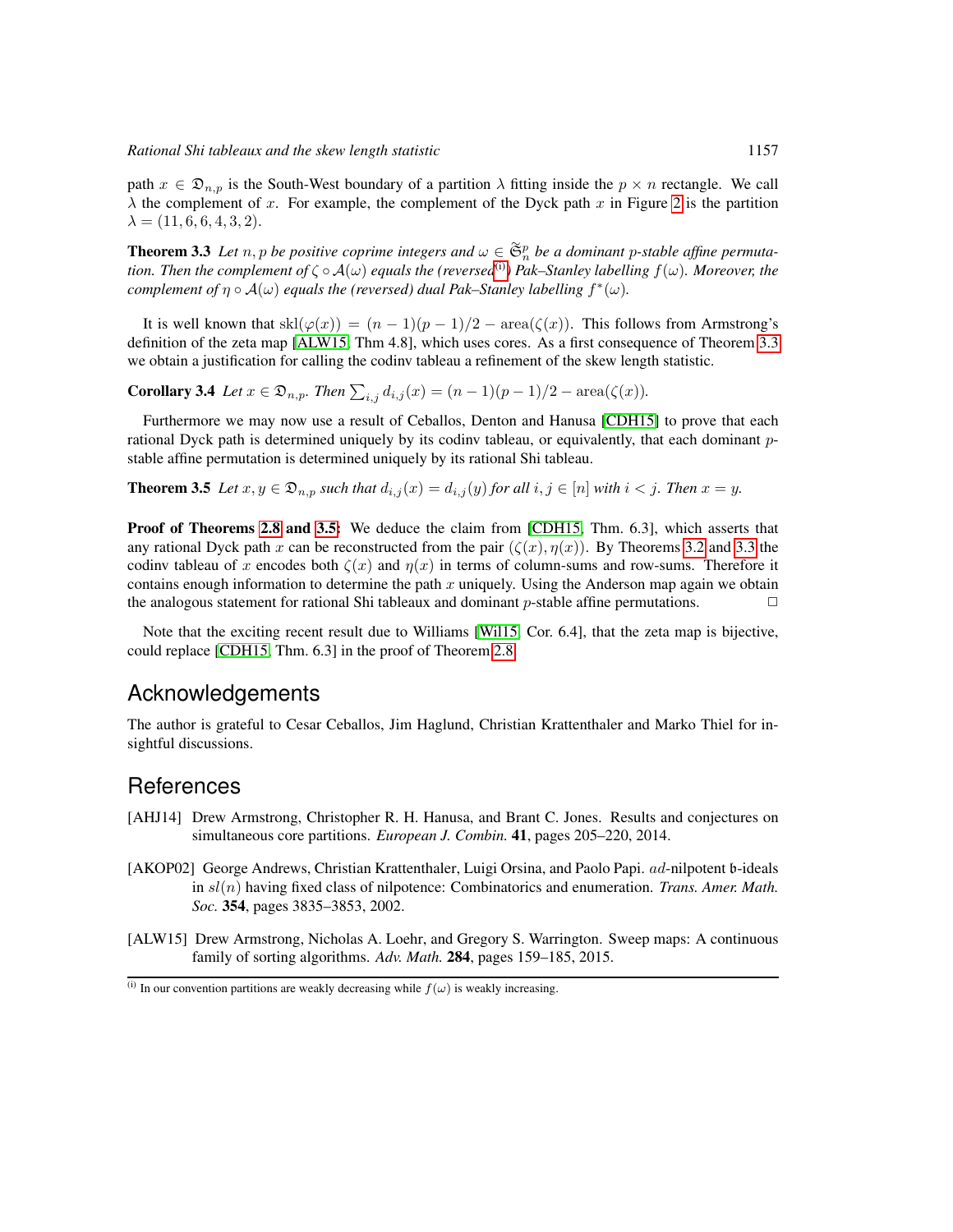path $x \in \mathfrak{D}_{n,p}$ is the South-West boundary of a partition $\lambda$ fitting inside the $p \times n$ rectangle. We call $\lambda$ the complement of $x$. For example, the complement of the Dyck path $x$ in Figure 2 is the partition $\lambda = (11, 6, 6, 4, 3, 2)$.

**Theorem 3.3** *Let $n, p$ be positive coprime integers and $\omega \in \widetilde{\mathfrak{S}}_n^p$ be a dominant $p$-stable affine permutation. Then the complement of $\zeta \circ \mathcal{A}(\omega)$ equals the (reversed*[(i)]*) Pak–Stanley labelling $f(\omega)$. Moreover, the complement of $\eta \circ \mathcal{A}(\omega)$ equals the (reversed) dual Pak–Stanley labelling $f^*(\omega)$.*

It is well known that $\mathrm{skl}(\varphi(x)) = (n-1)(p-1)/2 - \mathrm{area}(\zeta(x))$. This follows from Armstrong's definition of the zeta map [ALW15, Thm 4.8], which uses cores. As a first consequence of Theorem 3.3 we obtain a justification for calling the codinv tableau a refinement of the skew length statistic.

**Corollary 3.4** *Let $x \in \mathfrak{D}_{n,p}$. Then $\sum_{i,j} d_{i,j}(x) = (n-1)(p-1)/2 - \mathrm{area}(\zeta(x))$.*

Furthermore we may now use a result of Ceballos, Denton and Hanusa [CDH15] to prove that each rational Dyck path is determined uniquely by its codinv tableau, or equivalently, that each dominant $p$-stable affine permutation is determined uniquely by its rational Shi tableau.

**Theorem 3.5** *Let $x, y \in \mathfrak{D}_{n,p}$ such that $d_{i,j}(x) = d_{i,j}(y)$ for all $i, j \in [n]$ with $i < j$. Then $x = y$.*

**Proof of Theorems 2.8 and 3.5:** We deduce the claim from [CDH15, Thm. 6.3], which asserts that any rational Dyck path $x$ can be reconstructed from the pair $(\zeta(x), \eta(x))$. By Theorems 3.2 and 3.3 the codinv tableau of $x$ encodes both $\zeta(x)$ and $\eta(x)$ in terms of column-sums and row-sums. Therefore it contains enough information to determine the path $x$ uniquely. Using the Anderson map again we obtain the analogous statement for rational Shi tableaux and dominant $p$-stable affine permutations. □

Note that the exciting recent result due to Williams [Wil15, Cor. 6.4], that the zeta map is bijective, could replace [CDH15, Thm. 6.3] in the proof of Theorem 2.8.

## Acknowledgements

The author is grateful to Cesar Ceballos, Jim Haglund, Christian Krattenthaler and Marko Thiel for insightful discussions.

## References

[AHJ14] Drew Armstrong, Christopher R. H. Hanusa, and Brant C. Jones. Results and conjectures on simultaneous core partitions. *European J. Combin.* **41**, pages 205–220, 2014.

[AKOP02] George Andrews, Christian Krattenthaler, Luigi Orsina, and Paolo Papi. $ad$-nilpotent $\mathfrak{b}$-ideals in $sl(n)$ having fixed class of nilpotence: Combinatorics and enumeration. *Trans. Amer. Math. Soc.* **354**, pages 3835–3853, 2002.

[ALW15] Drew Armstrong, Nicholas A. Loehr, and Gregory S. Warrington. Sweep maps: A continuous family of sorting algorithms. *Adv. Math.* **284**, pages 159–185, 2015.

(i) In our convention partitions are weakly decreasing while $f(\omega)$ is weakly increasing.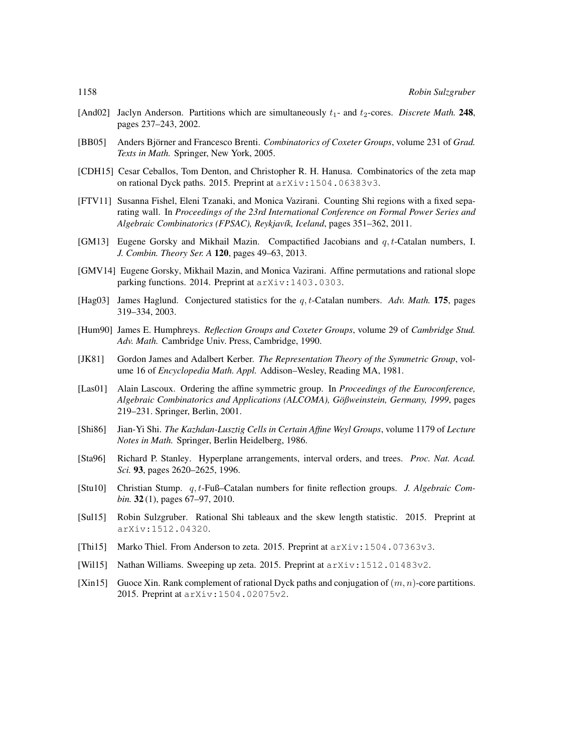[And02] Jaclyn Anderson. Partitions which are simultaneously $t_1$- and $t_2$-cores. *Discrete Math.* **248**, pages 237–243, 2002.

[BB05] Anders Björner and Francesco Brenti. *Combinatorics of Coxeter Groups*, volume 231 of *Grad. Texts in Math.* Springer, New York, 2005.

[CDH15] Cesar Ceballos, Tom Denton, and Christopher R. H. Hanusa. Combinatorics of the zeta map on rational Dyck paths. 2015. Preprint at `arXiv:1504.06383v3`.

[FTV11] Susanna Fishel, Eleni Tzanaki, and Monica Vazirani. Counting Shi regions with a fixed separating wall. In *Proceedings of the 23rd International Conference on Formal Power Series and Algebraic Combinatorics (FPSAC), Reykjavík, Iceland*, pages 351–362, 2011.

[GM13] Eugene Gorsky and Mikhail Mazin. Compactified Jacobians and $q,t$-Catalan numbers, I. *J. Combin. Theory Ser. A* **120**, pages 49–63, 2013.

[GMV14] Eugene Gorsky, Mikhail Mazin, and Monica Vazirani. Affine permutations and rational slope parking functions. 2014. Preprint at `arXiv:1403.0303`.

[Hag03] James Haglund. Conjectured statistics for the $q,t$-Catalan numbers. *Adv. Math.* **175**, pages 319–334, 2003.

[Hum90] James E. Humphreys. *Reflection Groups and Coxeter Groups*, volume 29 of *Cambridge Stud. Adv. Math.* Cambridge Univ. Press, Cambridge, 1990.

[JK81] Gordon James and Adalbert Kerber. *The Representation Theory of the Symmetric Group*, volume 16 of *Encyclopedia Math. Appl.* Addison–Wesley, Reading MA, 1981.

[Las01] Alain Lascoux. Ordering the affine symmetric group. In *Proceedings of the Euroconference, Algebraic Combinatorics and Applications (ALCOMA), Gößweinstein, Germany, 1999*, pages 219–231. Springer, Berlin, 2001.

[Shi86] Jian-Yi Shi. *The Kazhdan-Lusztig Cells in Certain Affine Weyl Groups*, volume 1179 of *Lecture Notes in Math.* Springer, Berlin Heidelberg, 1986.

[Sta96] Richard P. Stanley. Hyperplane arrangements, interval orders, and trees. *Proc. Nat. Acad. Sci.* **93**, pages 2620–2625, 1996.

[Stu10] Christian Stump. $q,t$-Fuß–Catalan numbers for finite reflection groups. *J. Algebraic Combin.* **32** (1), pages 67–97, 2010.

[Sul15] Robin Sulzgruber. Rational Shi tableaux and the skew length statistic. 2015. Preprint at `arXiv:1512.04320`.

[Thi15] Marko Thiel. From Anderson to zeta. 2015. Preprint at `arXiv:1504.07363v3`.

[Wil15] Nathan Williams. Sweeping up zeta. 2015. Preprint at `arXiv:1512.01483v2`.

[Xin15] Guoce Xin. Rank complement of rational Dyck paths and conjugation of $(m,n)$-core partitions. 2015. Preprint at `arXiv:1504.02075v2`.